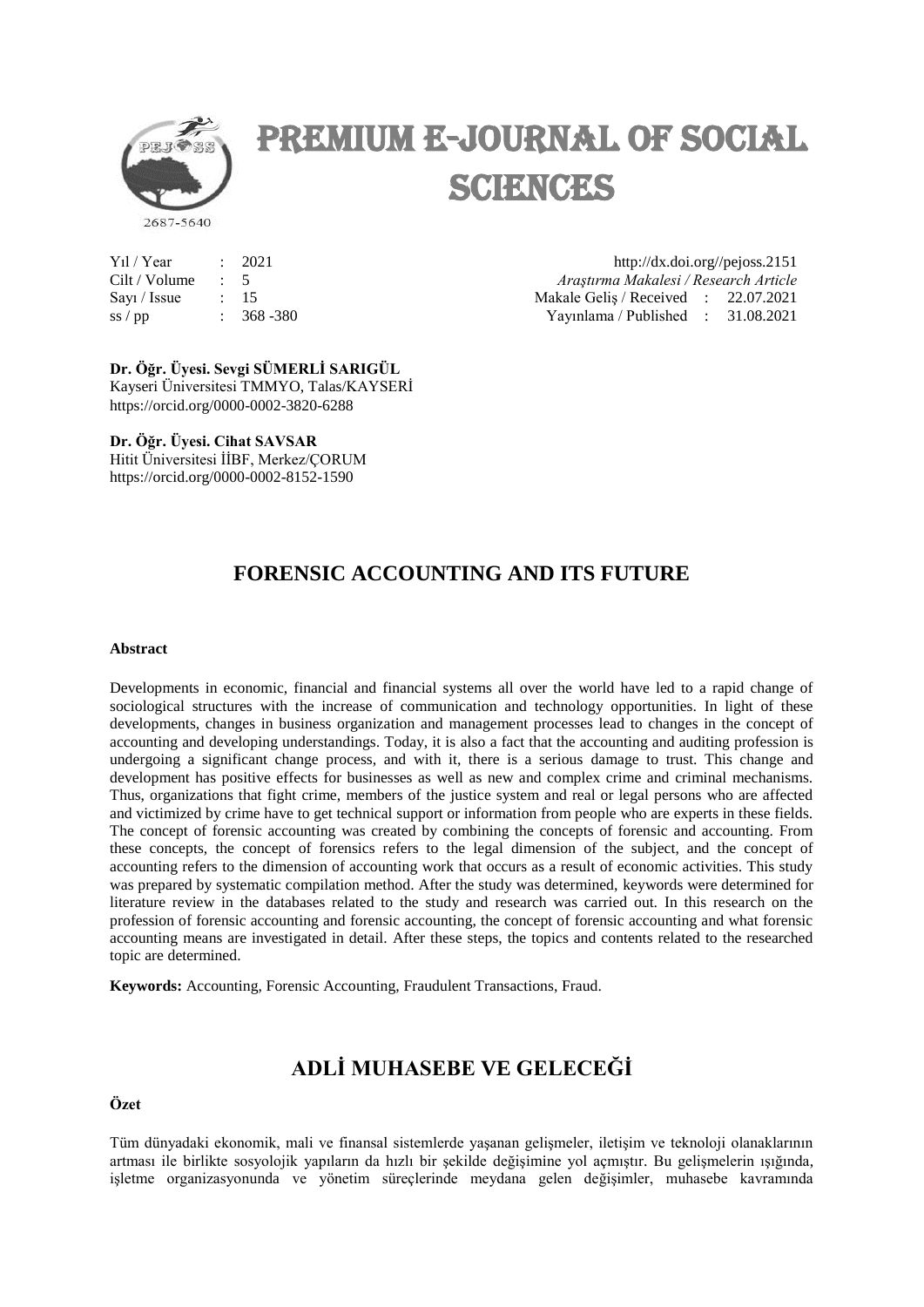# PREMIUM E-JOURNAL OF SOCIAL SCIENCES

2687-5640

| | | |
|---|---|---|
| Yıl / Year | : | 2021 |
| Cilt / Volume | : | 5 |
| Sayı / Issue | : | 15 |
| ss / pp | : | 368 -380 |

http://dx.doi.org//pejoss.2151
*Araştırma Makalesi / Research Article*
Makale Geliş / Received : 22.07.2021
Yayınlama / Published : 31.08.2021

**Dr. Öğr. Üyesi. Sevgi SÜMERLİ SARIGÜL**
Kayseri Üniversitesi TMMYO, Talas/KAYSERİ
https://orcid.org/0000-0002-3820-6288

**Dr. Öğr. Üyesi. Cihat SAVSAR**
Hitit Üniversitesi İİBF, Merkez/ÇORUM
https://orcid.org/0000-0002-8152-1590

## FORENSIC ACCOUNTING AND ITS FUTURE

**Abstract**

Developments in economic, financial and financial systems all over the world have led to a rapid change of sociological structures with the increase of communication and technology opportunities. In light of these developments, changes in business organization and management processes lead to changes in the concept of accounting and developing understandings. Today, it is also a fact that the accounting and auditing profession is undergoing a significant change process, and with it, there is a serious damage to trust. This change and development has positive effects for businesses as well as new and complex crime and criminal mechanisms. Thus, organizations that fight crime, members of the justice system and real or legal persons who are affected and victimized by crime have to get technical support or information from people who are experts in these fields. The concept of forensic accounting was created by combining the concepts of forensic and accounting. From these concepts, the concept of forensics refers to the legal dimension of the subject, and the concept of accounting refers to the dimension of accounting work that occurs as a result of economic activities. This study was prepared by systematic compilation method. After the study was determined, keywords were determined for literature review in the databases related to the study and research was carried out. In this research on the profession of forensic accounting and forensic accounting, the concept of forensic accounting and what forensic accounting means are investigated in detail. After these steps, the topics and contents related to the researched topic are determined.

**Keywords:** Accounting, Forensic Accounting, Fraudulent Transactions, Fraud.

## ADLİ MUHASEBE VE GELECEĞİ

**Özet**

Tüm dünyadaki ekonomik, mali ve finansal sistemlerde yaşanan gelişmeler, iletişim ve teknoloji olanaklarının artması ile birlikte sosyolojik yapıların da hızlı bir şekilde değişimine yol açmıştır. Bu gelişmelerin ışığında, işletme organizasyonunda ve yönetim süreçlerinde meydana gelen değişimler, muhasebe kavramında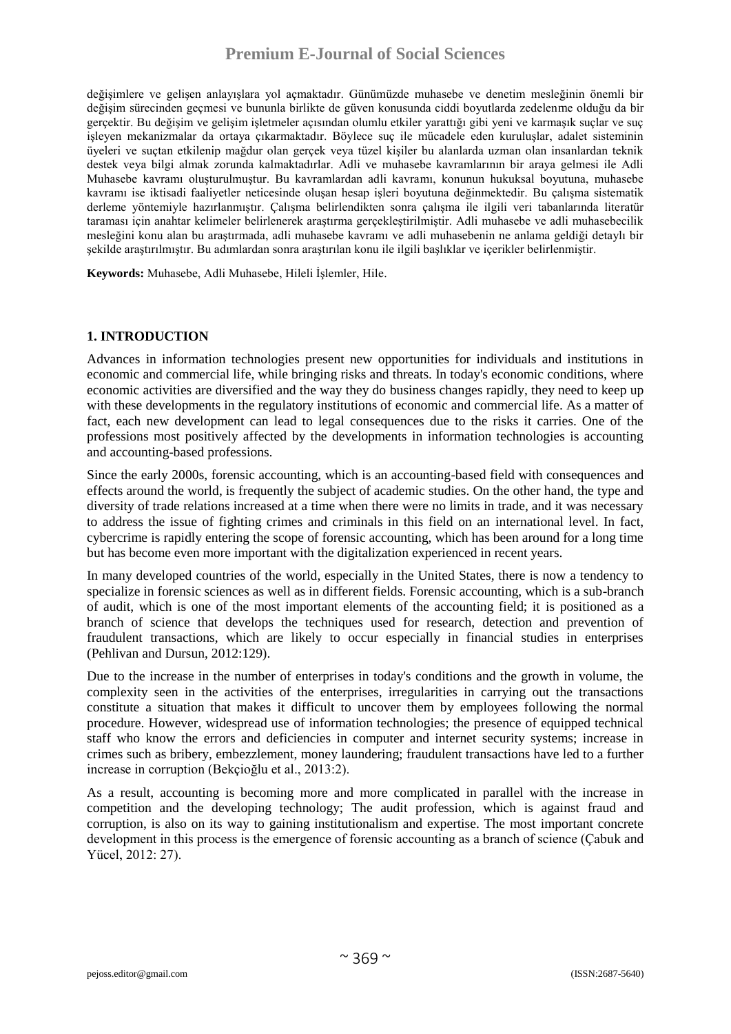değişimlere ve gelişen anlayışlara yol açmaktadır. Günümüzde muhasebe ve denetim mesleğinin önemli bir değişim sürecinden geçmesi ve bununla birlikte de güven konusunda ciddi boyutlarda zedelenme olduğu da bir gerçektir. Bu değişim ve gelişim işletmeler açısından olumlu etkiler yarattığı gibi yeni ve karmaşık suçlar ve suç işleyen mekanizmalar da ortaya çıkarmaktadır. Böylece suç ile mücadele eden kuruluşlar, adalet sisteminin üyeleri ve suçtan etkilenip mağdur olan gerçek veya tüzel kişiler bu alanlarda uzman olan insanlardan teknik destek veya bilgi almak zorunda kalmaktadırlar. Adli ve muhasebe kavramlarının bir araya gelmesi ile Adli Muhasebe kavramı oluşturulmuştur. Bu kavramlardan adli kavramı, konunun hukuksal boyutuna, muhasebe kavramı ise iktisadi faaliyetler neticesinde oluşan hesap işleri boyutuna değinmektedir. Bu çalışma sistematik derleme yöntemiyle hazırlanmıştır. Çalışma belirlendikten sonra çalışma ile ilgili veri tabanlarında literatür taraması için anahtar kelimeler belirlenerek araştırma gerçekleştirilmiştir. Adli muhasebe ve adli muhasebecilik mesleğini konu alan bu araştırmada, adli muhasebe kavramı ve adli muhasebenin ne anlama geldiği detaylı bir şekilde araştırılmıştır. Bu adımlardan sonra araştırılan konu ile ilgili başlıklar ve içerikler belirlenmiştir.

**Keywords:** Muhasebe, Adli Muhasebe, Hileli İşlemler, Hile.

## 1. INTRODUCTION

Advances in information technologies present new opportunities for individuals and institutions in economic and commercial life, while bringing risks and threats. In today's economic conditions, where economic activities are diversified and the way they do business changes rapidly, they need to keep up with these developments in the regulatory institutions of economic and commercial life. As a matter of fact, each new development can lead to legal consequences due to the risks it carries. One of the professions most positively affected by the developments in information technologies is accounting and accounting-based professions.

Since the early 2000s, forensic accounting, which is an accounting-based field with consequences and effects around the world, is frequently the subject of academic studies. On the other hand, the type and diversity of trade relations increased at a time when there were no limits in trade, and it was necessary to address the issue of fighting crimes and criminals in this field on an international level. In fact, cybercrime is rapidly entering the scope of forensic accounting, which has been around for a long time but has become even more important with the digitalization experienced in recent years.

In many developed countries of the world, especially in the United States, there is now a tendency to specialize in forensic sciences as well as in different fields. Forensic accounting, which is a sub-branch of audit, which is one of the most important elements of the accounting field; it is positioned as a branch of science that develops the techniques used for research, detection and prevention of fraudulent transactions, which are likely to occur especially in financial studies in enterprises (Pehlivan and Dursun, 2012:129).

Due to the increase in the number of enterprises in today's conditions and the growth in volume, the complexity seen in the activities of the enterprises, irregularities in carrying out the transactions constitute a situation that makes it difficult to uncover them by employees following the normal procedure. However, widespread use of information technologies; the presence of equipped technical staff who know the errors and deficiencies in computer and internet security systems; increase in crimes such as bribery, embezzlement, money laundering; fraudulent transactions have led to a further increase in corruption (Bekçioğlu et al., 2013:2).

As a result, accounting is becoming more and more complicated in parallel with the increase in competition and the developing technology; The audit profession, which is against fraud and corruption, is also on its way to gaining institutionalism and expertise. The most important concrete development in this process is the emergence of forensic accounting as a branch of science (Çabuk and Yücel, 2012: 27).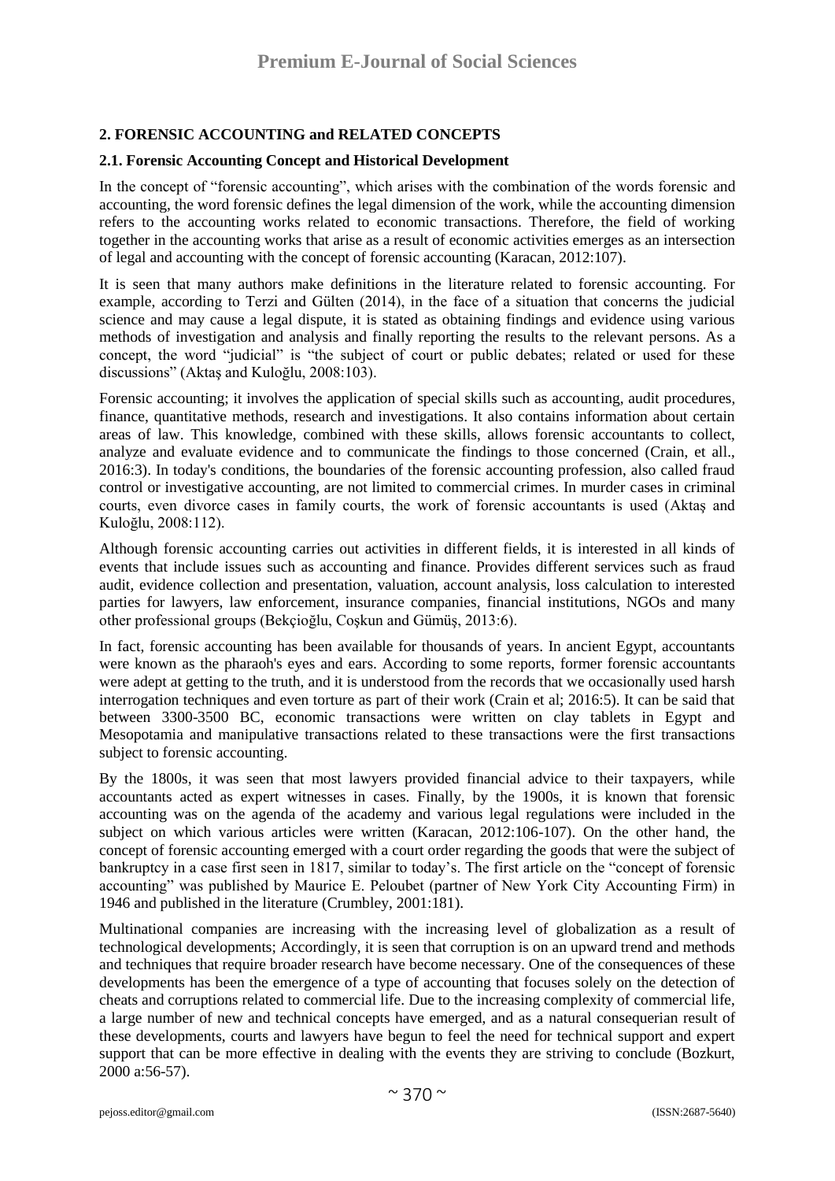## 2. FORENSIC ACCOUNTING and RELATED CONCEPTS

### 2.1. Forensic Accounting Concept and Historical Development

In the concept of "forensic accounting", which arises with the combination of the words forensic and accounting, the word forensic defines the legal dimension of the work, while the accounting dimension refers to the accounting works related to economic transactions. Therefore, the field of working together in the accounting works that arise as a result of economic activities emerges as an intersection of legal and accounting with the concept of forensic accounting (Karacan, 2012:107).

It is seen that many authors make definitions in the literature related to forensic accounting. For example, according to Terzi and Gülten (2014), in the face of a situation that concerns the judicial science and may cause a legal dispute, it is stated as obtaining findings and evidence using various methods of investigation and analysis and finally reporting the results to the relevant persons. As a concept, the word "judicial" is "the subject of court or public debates; related or used for these discussions" (Aktaş and Kuloğlu, 2008:103).

Forensic accounting; it involves the application of special skills such as accounting, audit procedures, finance, quantitative methods, research and investigations. It also contains information about certain areas of law. This knowledge, combined with these skills, allows forensic accountants to collect, analyze and evaluate evidence and to communicate the findings to those concerned (Crain, et all., 2016:3). In today's conditions, the boundaries of the forensic accounting profession, also called fraud control or investigative accounting, are not limited to commercial crimes. In murder cases in criminal courts, even divorce cases in family courts, the work of forensic accountants is used (Aktaş and Kuloğlu, 2008:112).

Although forensic accounting carries out activities in different fields, it is interested in all kinds of events that include issues such as accounting and finance. Provides different services such as fraud audit, evidence collection and presentation, valuation, account analysis, loss calculation to interested parties for lawyers, law enforcement, insurance companies, financial institutions, NGOs and many other professional groups (Bekçioğlu, Coşkun and Gümüş, 2013:6).

In fact, forensic accounting has been available for thousands of years. In ancient Egypt, accountants were known as the pharaoh's eyes and ears. According to some reports, former forensic accountants were adept at getting to the truth, and it is understood from the records that we occasionally used harsh interrogation techniques and even torture as part of their work (Crain et al; 2016:5). It can be said that between 3300-3500 BC, economic transactions were written on clay tablets in Egypt and Mesopotamia and manipulative transactions related to these transactions were the first transactions subject to forensic accounting.

By the 1800s, it was seen that most lawyers provided financial advice to their taxpayers, while accountants acted as expert witnesses in cases. Finally, by the 1900s, it is known that forensic accounting was on the agenda of the academy and various legal regulations were included in the subject on which various articles were written (Karacan, 2012:106-107). On the other hand, the concept of forensic accounting emerged with a court order regarding the goods that were the subject of bankruptcy in a case first seen in 1817, similar to today's. The first article on the "concept of forensic accounting" was published by Maurice E. Peloubet (partner of New York City Accounting Firm) in 1946 and published in the literature (Crumbley, 2001:181).

Multinational companies are increasing with the increasing level of globalization as a result of technological developments; Accordingly, it is seen that corruption is on an upward trend and methods and techniques that require broader research have become necessary. One of the consequences of these developments has been the emergence of a type of accounting that focuses solely on the detection of cheats and corruptions related to commercial life. Due to the increasing complexity of commercial life, a large number of new and technical concepts have emerged, and as a natural consequerian result of these developments, courts and lawyers have begun to feel the need for technical support and expert support that can be more effective in dealing with the events they are striving to conclude (Bozkurt, 2000 a:56-57).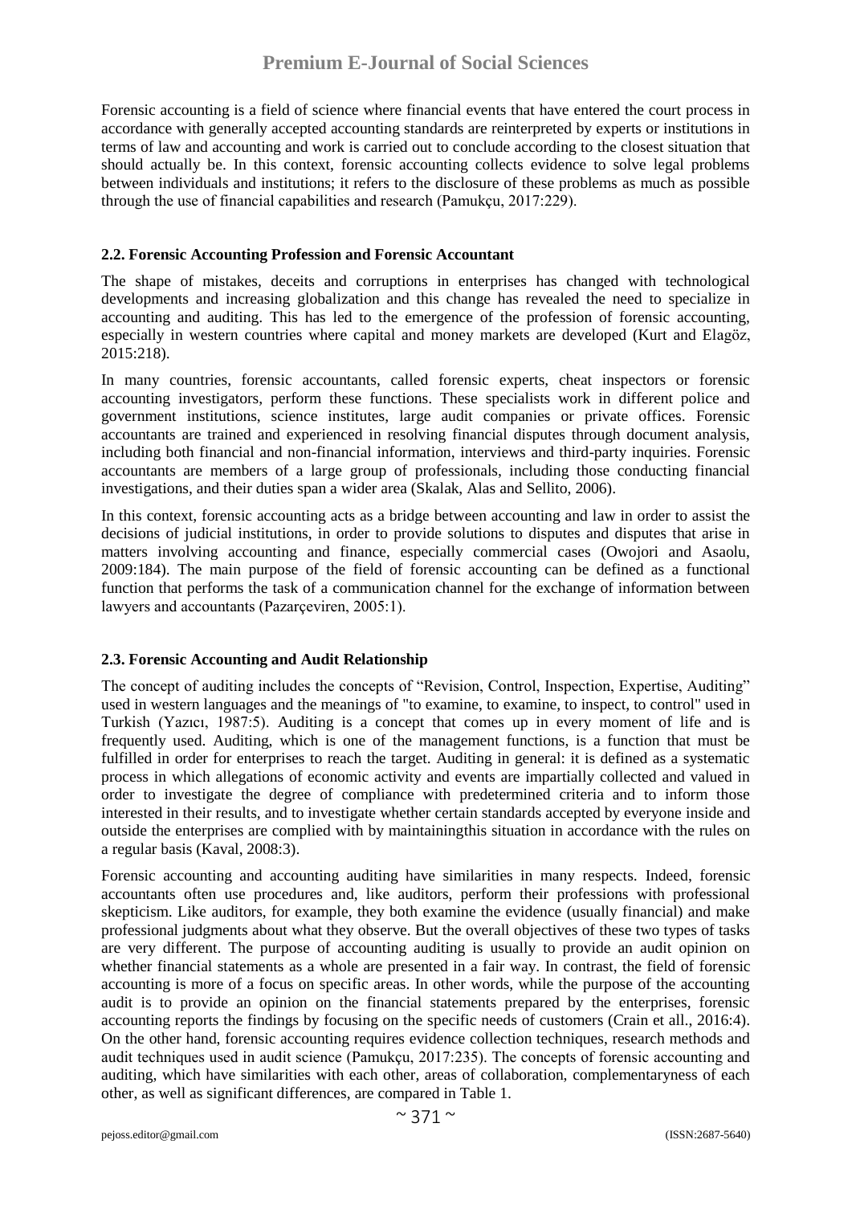Forensic accounting is a field of science where financial events that have entered the court process in accordance with generally accepted accounting standards are reinterpreted by experts or institutions in terms of law and accounting and work is carried out to conclude according to the closest situation that should actually be. In this context, forensic accounting collects evidence to solve legal problems between individuals and institutions; it refers to the disclosure of these problems as much as possible through the use of financial capabilities and research (Pamukçu, 2017:229).

### 2.2. Forensic Accounting Profession and Forensic Accountant

The shape of mistakes, deceits and corruptions in enterprises has changed with technological developments and increasing globalization and this change has revealed the need to specialize in accounting and auditing. This has led to the emergence of the profession of forensic accounting, especially in western countries where capital and money markets are developed (Kurt and Elagöz, 2015:218).

In many countries, forensic accountants, called forensic experts, cheat inspectors or forensic accounting investigators, perform these functions. These specialists work in different police and government institutions, science institutes, large audit companies or private offices. Forensic accountants are trained and experienced in resolving financial disputes through document analysis, including both financial and non-financial information, interviews and third-party inquiries. Forensic accountants are members of a large group of professionals, including those conducting financial investigations, and their duties span a wider area (Skalak, Alas and Sellito, 2006).

In this context, forensic accounting acts as a bridge between accounting and law in order to assist the decisions of judicial institutions, in order to provide solutions to disputes and disputes that arise in matters involving accounting and finance, especially commercial cases (Owojori and Asaolu, 2009:184). The main purpose of the field of forensic accounting can be defined as a functional function that performs the task of a communication channel for the exchange of information between lawyers and accountants (Pazarçeviren, 2005:1).

### 2.3. Forensic Accounting and Audit Relationship

The concept of auditing includes the concepts of "Revision, Control, Inspection, Expertise, Auditing" used in western languages and the meanings of "to examine, to examine, to inspect, to control" used in Turkish (Yazıcı, 1987:5). Auditing is a concept that comes up in every moment of life and is frequently used. Auditing, which is one of the management functions, is a function that must be fulfilled in order for enterprises to reach the target. Auditing in general: it is defined as a systematic process in which allegations of economic activity and events are impartially collected and valued in order to investigate the degree of compliance with predetermined criteria and to inform those interested in their results, and to investigate whether certain standards accepted by everyone inside and outside the enterprises are complied with by maintainingthis situation in accordance with the rules on a regular basis (Kaval, 2008:3).

Forensic accounting and accounting auditing have similarities in many respects. Indeed, forensic accountants often use procedures and, like auditors, perform their professions with professional skepticism. Like auditors, for example, they both examine the evidence (usually financial) and make professional judgments about what they observe. But the overall objectives of these two types of tasks are very different. The purpose of accounting auditing is usually to provide an audit opinion on whether financial statements as a whole are presented in a fair way. In contrast, the field of forensic accounting is more of a focus on specific areas. In other words, while the purpose of the accounting audit is to provide an opinion on the financial statements prepared by the enterprises, forensic accounting reports the findings by focusing on the specific needs of customers (Crain et all., 2016:4). On the other hand, forensic accounting requires evidence collection techniques, research methods and audit techniques used in audit science (Pamukçu, 2017:235). The concepts of forensic accounting and auditing, which have similarities with each other, areas of collaboration, complementaryness of each other, as well as significant differences, are compared in Table 1.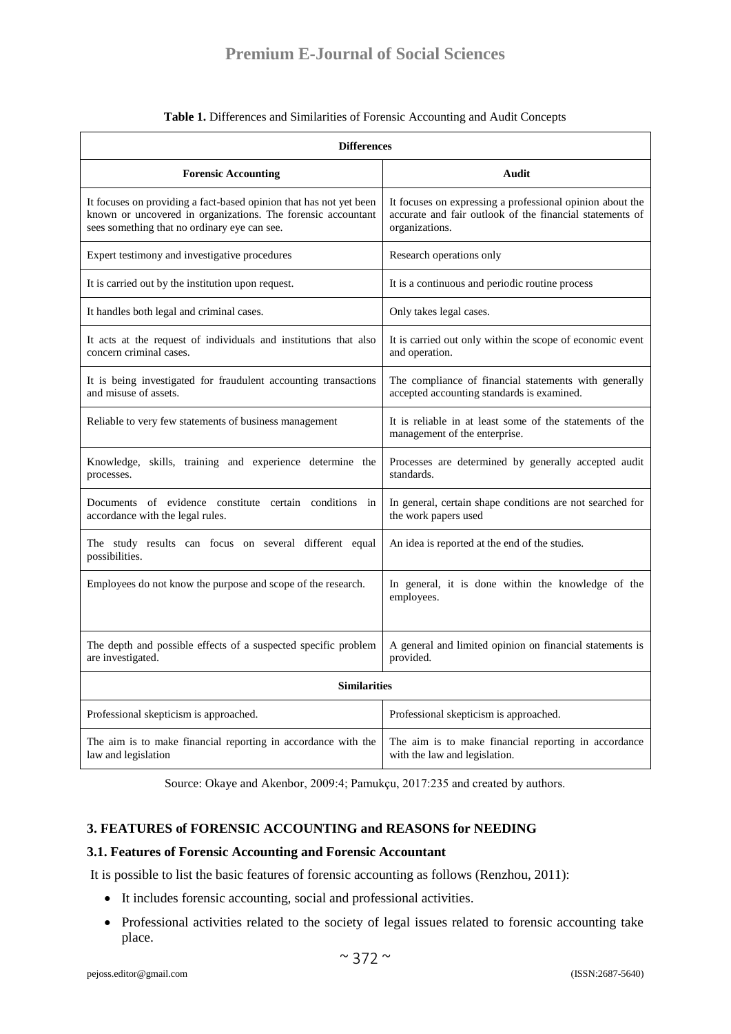**Table 1.** Differences and Similarities of Forensic Accounting and Audit Concepts

| **Differences** | |
|---|---|
| **Forensic Accounting** | **Audit** |
| It focuses on providing a fact-based opinion that has not yet been known or uncovered in organizations. The forensic accountant sees something that no ordinary eye can see. | It focuses on expressing a professional opinion about the accurate and fair outlook of the financial statements of organizations. |
| Expert testimony and investigative procedures | Research operations only |
| It is carried out by the institution upon request. | It is a continuous and periodic routine process |
| It handles both legal and criminal cases. | Only takes legal cases. |
| It acts at the request of individuals and institutions that also concern criminal cases. | It is carried out only within the scope of economic event and operation. |
| It is being investigated for fraudulent accounting transactions and misuse of assets. | The compliance of financial statements with generally accepted accounting standards is examined. |
| Reliable to very few statements of business management | It is reliable in at least some of the statements of the management of the enterprise. |
| Knowledge, skills, training and experience determine the processes. | Processes are determined by generally accepted audit standards. |
| Documents of evidence constitute certain conditions in accordance with the legal rules. | In general, certain shape conditions are not searched for the work papers used |
| The study results can focus on several different equal possibilities. | An idea is reported at the end of the studies. |
| Employees do not know the purpose and scope of the research. | In general, it is done within the knowledge of the employees. |
| The depth and possible effects of a suspected specific problem are investigated. | A general and limited opinion on financial statements is provided. |
| **Similarities** | |
| Professional skepticism is approached. | Professional skepticism is approached. |
| The aim is to make financial reporting in accordance with the law and legislation | The aim is to make financial reporting in accordance with the law and legislation. |

Source: Okaye and Akenbor, 2009:4; Pamukçu, 2017:235 and created by authors.

## 3. FEATURES of FORENSIC ACCOUNTING and REASONS for NEEDING

### 3.1. Features of Forensic Accounting and Forensic Accountant

It is possible to list the basic features of forensic accounting as follows (Renzhou, 2011):

- It includes forensic accounting, social and professional activities.
- Professional activities related to the society of legal issues related to forensic accounting take place.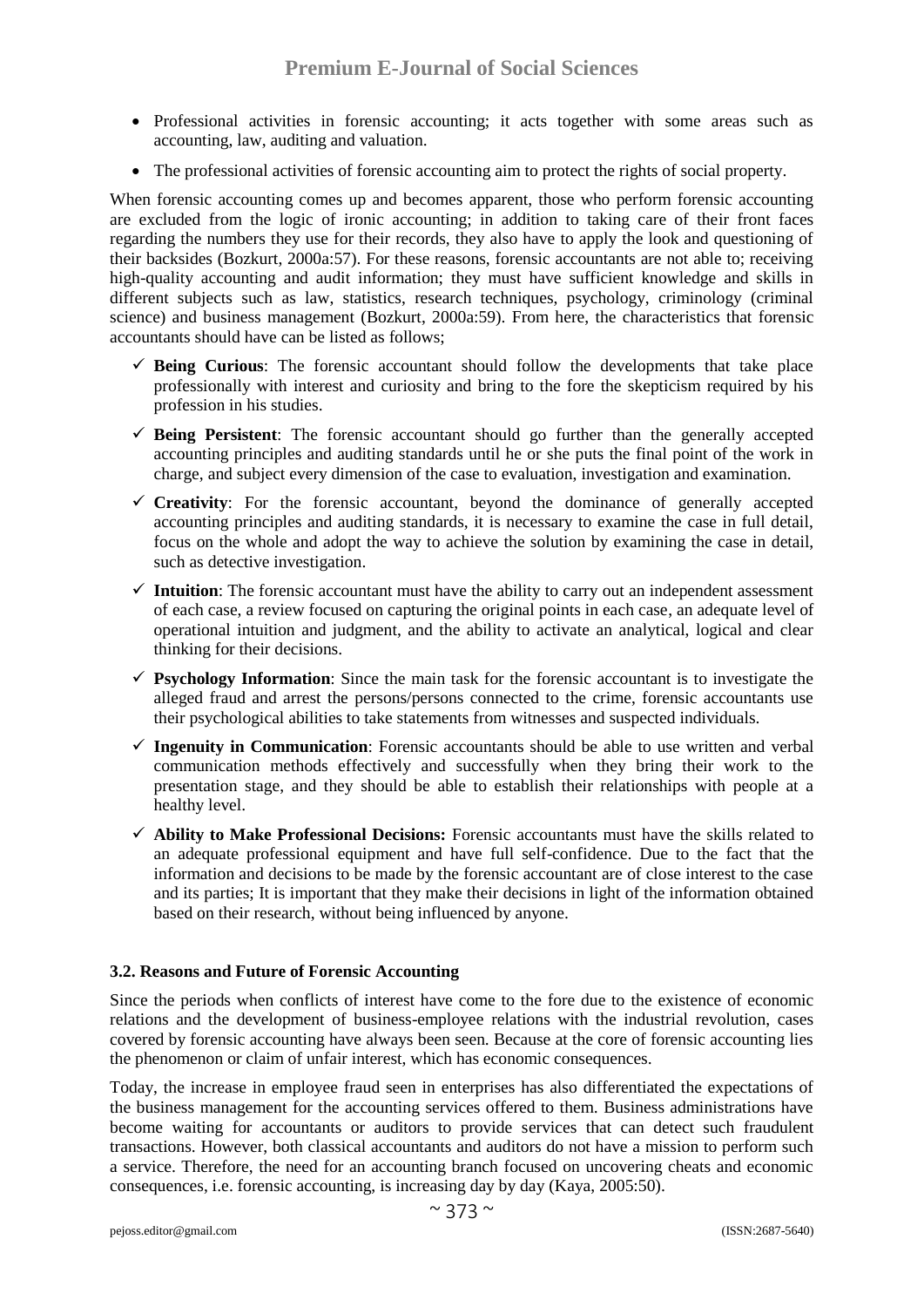- Professional activities in forensic accounting; it acts together with some areas such as accounting, law, auditing and valuation.
- The professional activities of forensic accounting aim to protect the rights of social property.

When forensic accounting comes up and becomes apparent, those who perform forensic accounting are excluded from the logic of ironic accounting; in addition to taking care of their front faces regarding the numbers they use for their records, they also have to apply the look and questioning of their backsides (Bozkurt, 2000a:57). For these reasons, forensic accountants are not able to; receiving high-quality accounting and audit information; they must have sufficient knowledge and skills in different subjects such as law, statistics, research techniques, psychology, criminology (criminal science) and business management (Bozkurt, 2000a:59). From here, the characteristics that forensic accountants should have can be listed as follows;

- ✓ **Being Curious**: The forensic accountant should follow the developments that take place professionally with interest and curiosity and bring to the fore the skepticism required by his profession in his studies.
- ✓ **Being Persistent**: The forensic accountant should go further than the generally accepted accounting principles and auditing standards until he or she puts the final point of the work in charge, and subject every dimension of the case to evaluation, investigation and examination.
- ✓ **Creativity**: For the forensic accountant, beyond the dominance of generally accepted accounting principles and auditing standards, it is necessary to examine the case in full detail, focus on the whole and adopt the way to achieve the solution by examining the case in detail, such as detective investigation.
- ✓ **Intuition**: The forensic accountant must have the ability to carry out an independent assessment of each case, a review focused on capturing the original points in each case, an adequate level of operational intuition and judgment, and the ability to activate an analytical, logical and clear thinking for their decisions.
- ✓ **Psychology Information**: Since the main task for the forensic accountant is to investigate the alleged fraud and arrest the persons/persons connected to the crime, forensic accountants use their psychological abilities to take statements from witnesses and suspected individuals.
- ✓ **Ingenuity in Communication**: Forensic accountants should be able to use written and verbal communication methods effectively and successfully when they bring their work to the presentation stage, and they should be able to establish their relationships with people at a healthy level.
- ✓ **Ability to Make Professional Decisions:** Forensic accountants must have the skills related to an adequate professional equipment and have full self-confidence. Due to the fact that the information and decisions to be made by the forensic accountant are of close interest to the case and its parties; It is important that they make their decisions in light of the information obtained based on their research, without being influenced by anyone.

### 3.2. Reasons and Future of Forensic Accounting

Since the periods when conflicts of interest have come to the fore due to the existence of economic relations and the development of business-employee relations with the industrial revolution, cases covered by forensic accounting have always been seen. Because at the core of forensic accounting lies the phenomenon or claim of unfair interest, which has economic consequences.

Today, the increase in employee fraud seen in enterprises has also differentiated the expectations of the business management for the accounting services offered to them. Business administrations have become waiting for accountants or auditors to provide services that can detect such fraudulent transactions. However, both classical accountants and auditors do not have a mission to perform such a service. Therefore, the need for an accounting branch focused on uncovering cheats and economic consequences, i.e. forensic accounting, is increasing day by day (Kaya, 2005:50).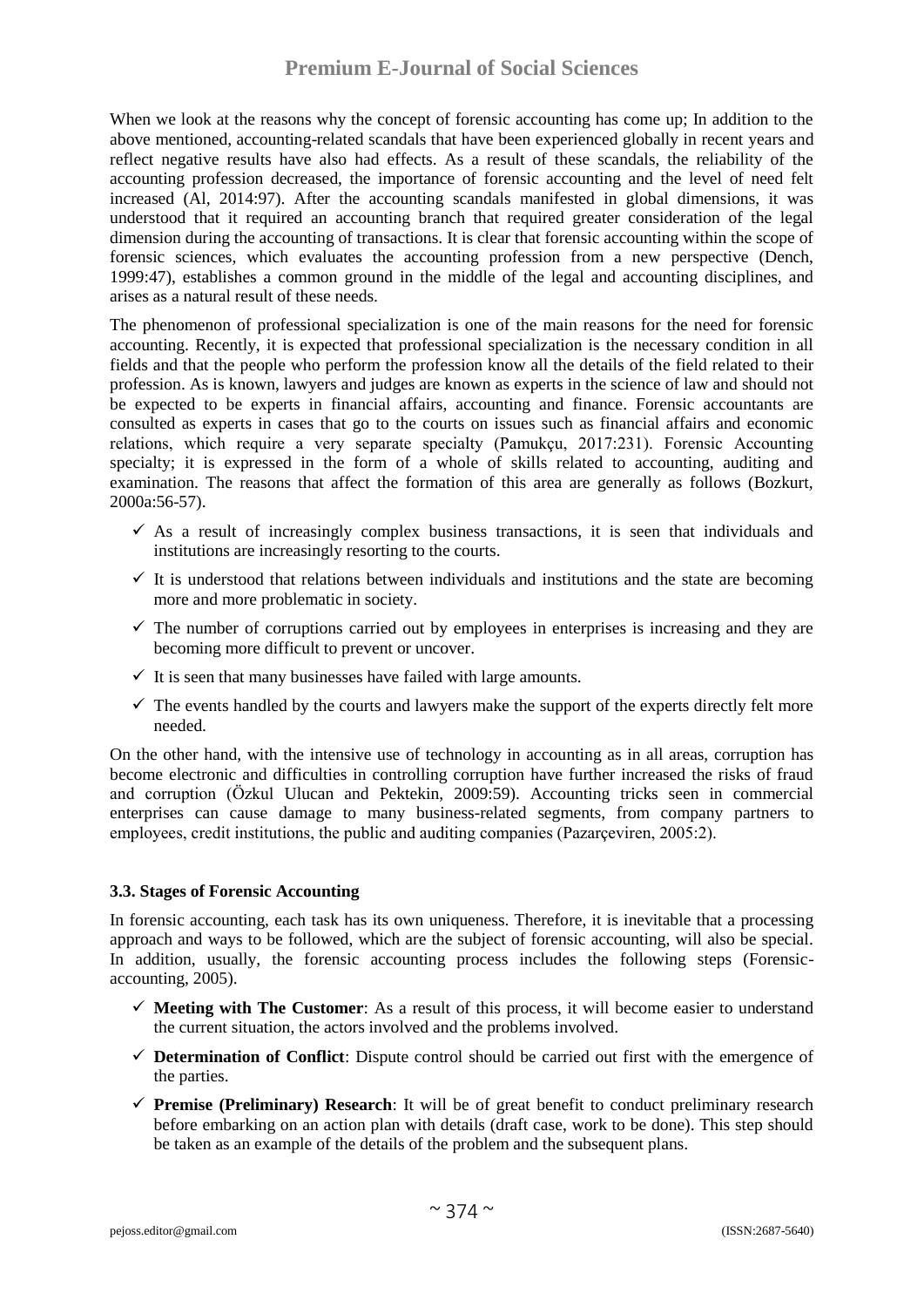When we look at the reasons why the concept of forensic accounting has come up; In addition to the above mentioned, accounting-related scandals that have been experienced globally in recent years and reflect negative results have also had effects. As a result of these scandals, the reliability of the accounting profession decreased, the importance of forensic accounting and the level of need felt increased (Al, 2014:97). After the accounting scandals manifested in global dimensions, it was understood that it required an accounting branch that required greater consideration of the legal dimension during the accounting of transactions. It is clear that forensic accounting within the scope of forensic sciences, which evaluates the accounting profession from a new perspective (Dench, 1999:47), establishes a common ground in the middle of the legal and accounting disciplines, and arises as a natural result of these needs.

The phenomenon of professional specialization is one of the main reasons for the need for forensic accounting. Recently, it is expected that professional specialization is the necessary condition in all fields and that the people who perform the profession know all the details of the field related to their profession. As is known, lawyers and judges are known as experts in the science of law and should not be expected to be experts in financial affairs, accounting and finance. Forensic accountants are consulted as experts in cases that go to the courts on issues such as financial affairs and economic relations, which require a very separate specialty (Pamukçu, 2017:231). Forensic Accounting specialty; it is expressed in the form of a whole of skills related to accounting, auditing and examination. The reasons that affect the formation of this area are generally as follows (Bozkurt, 2000a:56-57).

- ✓ As a result of increasingly complex business transactions, it is seen that individuals and institutions are increasingly resorting to the courts.
- ✓ It is understood that relations between individuals and institutions and the state are becoming more and more problematic in society.
- ✓ The number of corruptions carried out by employees in enterprises is increasing and they are becoming more difficult to prevent or uncover.
- ✓ It is seen that many businesses have failed with large amounts.
- ✓ The events handled by the courts and lawyers make the support of the experts directly felt more needed.

On the other hand, with the intensive use of technology in accounting as in all areas, corruption has become electronic and difficulties in controlling corruption have further increased the risks of fraud and corruption (Özkul Ulucan and Pektekin, 2009:59). Accounting tricks seen in commercial enterprises can cause damage to many business-related segments, from company partners to employees, credit institutions, the public and auditing companies (Pazarçeviren, 2005:2).

### 3.3. Stages of Forensic Accounting

In forensic accounting, each task has its own uniqueness. Therefore, it is inevitable that a processing approach and ways to be followed, which are the subject of forensic accounting, will also be special. In addition, usually, the forensic accounting process includes the following steps (Forensic-accounting, 2005).

- ✓ **Meeting with The Customer**: As a result of this process, it will become easier to understand the current situation, the actors involved and the problems involved.
- ✓ **Determination of Conflict**: Dispute control should be carried out first with the emergence of the parties.
- ✓ **Premise (Preliminary) Research**: It will be of great benefit to conduct preliminary research before embarking on an action plan with details (draft case, work to be done). This step should be taken as an example of the details of the problem and the subsequent plans.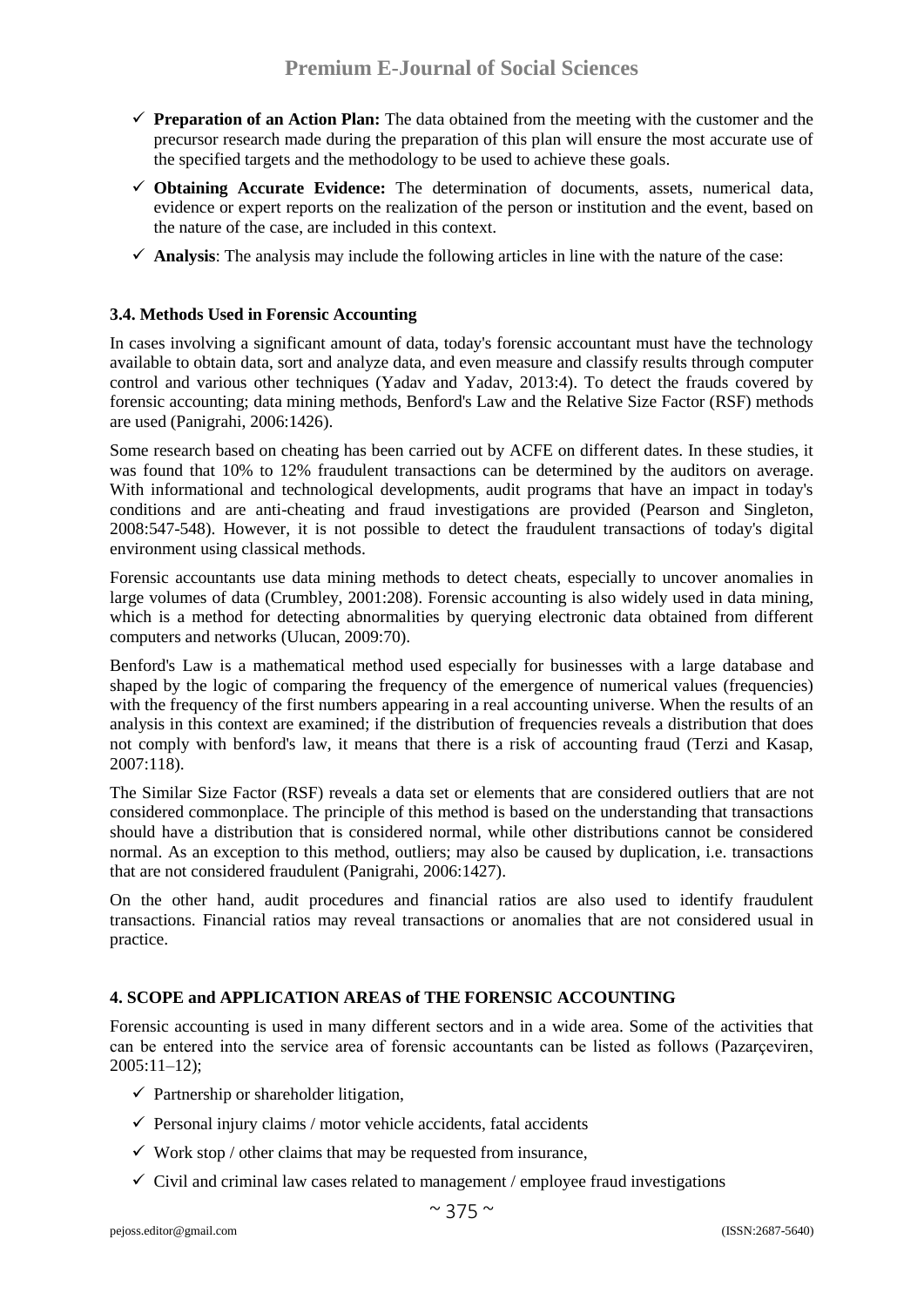- ✓ **Preparation of an Action Plan:** The data obtained from the meeting with the customer and the precursor research made during the preparation of this plan will ensure the most accurate use of the specified targets and the methodology to be used to achieve these goals.
- ✓ **Obtaining Accurate Evidence:** The determination of documents, assets, numerical data, evidence or expert reports on the realization of the person or institution and the event, based on the nature of the case, are included in this context.
- ✓ **Analysis**: The analysis may include the following articles in line with the nature of the case:

### 3.4. Methods Used in Forensic Accounting

In cases involving a significant amount of data, today's forensic accountant must have the technology available to obtain data, sort and analyze data, and even measure and classify results through computer control and various other techniques (Yadav and Yadav, 2013:4). To detect the frauds covered by forensic accounting; data mining methods, Benford's Law and the Relative Size Factor (RSF) methods are used (Panigrahi, 2006:1426).

Some research based on cheating has been carried out by ACFE on different dates. In these studies, it was found that 10% to 12% fraudulent transactions can be determined by the auditors on average. With informational and technological developments, audit programs that have an impact in today's conditions and are anti-cheating and fraud investigations are provided (Pearson and Singleton, 2008:547-548). However, it is not possible to detect the fraudulent transactions of today's digital environment using classical methods.

Forensic accountants use data mining methods to detect cheats, especially to uncover anomalies in large volumes of data (Crumbley, 2001:208). Forensic accounting is also widely used in data mining, which is a method for detecting abnormalities by querying electronic data obtained from different computers and networks (Ulucan, 2009:70).

Benford's Law is a mathematical method used especially for businesses with a large database and shaped by the logic of comparing the frequency of the emergence of numerical values (frequencies) with the frequency of the first numbers appearing in a real accounting universe. When the results of an analysis in this context are examined; if the distribution of frequencies reveals a distribution that does not comply with benford's law, it means that there is a risk of accounting fraud (Terzi and Kasap, 2007:118).

The Similar Size Factor (RSF) reveals a data set or elements that are considered outliers that are not considered commonplace. The principle of this method is based on the understanding that transactions should have a distribution that is considered normal, while other distributions cannot be considered normal. As an exception to this method, outliers; may also be caused by duplication, i.e. transactions that are not considered fraudulent (Panigrahi, 2006:1427).

On the other hand, audit procedures and financial ratios are also used to identify fraudulent transactions. Financial ratios may reveal transactions or anomalies that are not considered usual in practice.

## 4. SCOPE and APPLICATION AREAS of THE FORENSIC ACCOUNTING

Forensic accounting is used in many different sectors and in a wide area. Some of the activities that can be entered into the service area of forensic accountants can be listed as follows (Pazarçeviren, 2005:11–12);

- ✓ Partnership or shareholder litigation,
- ✓ Personal injury claims / motor vehicle accidents, fatal accidents
- ✓ Work stop / other claims that may be requested from insurance,
- ✓ Civil and criminal law cases related to management / employee fraud investigations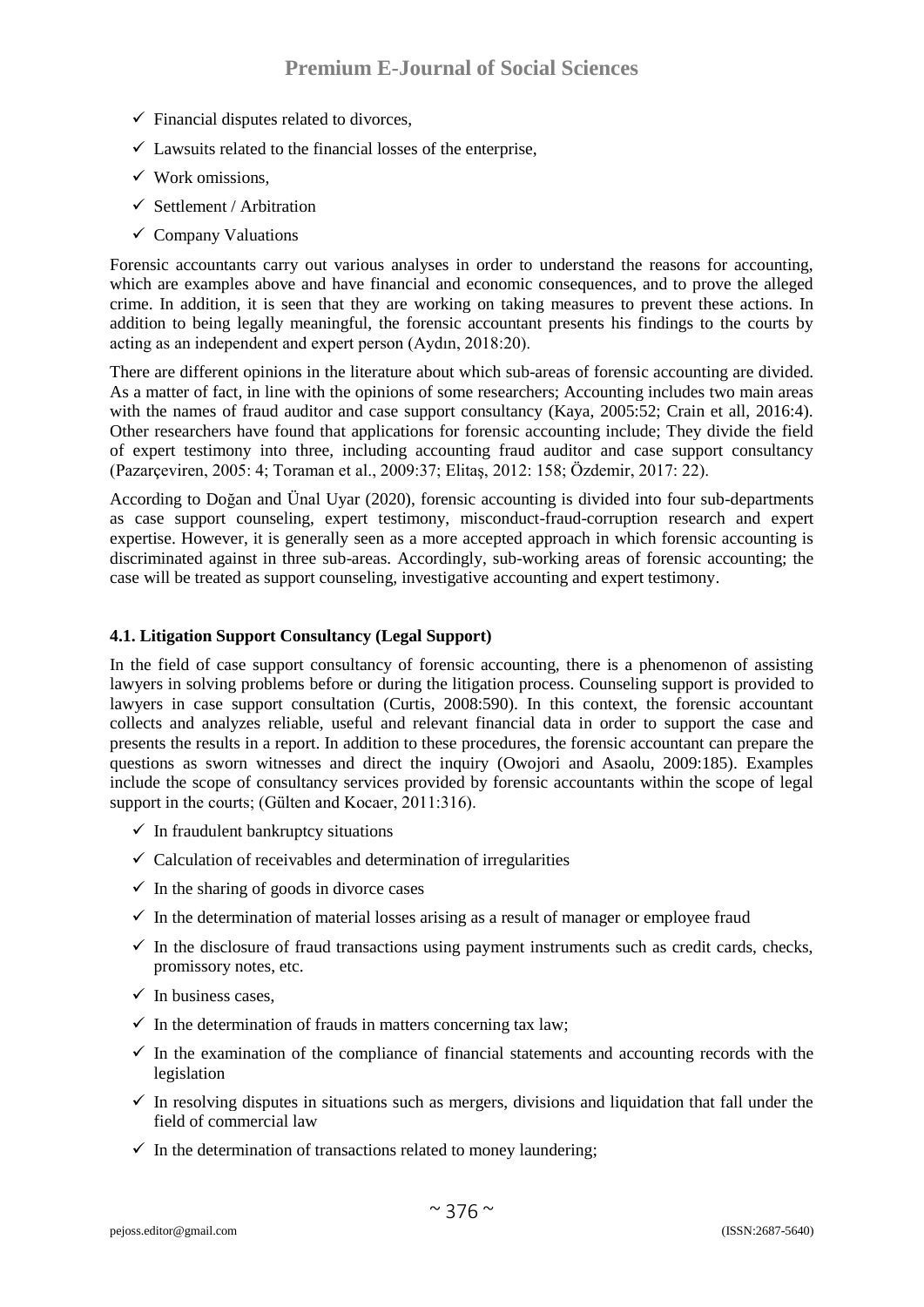- ✓ Financial disputes related to divorces,
- ✓ Lawsuits related to the financial losses of the enterprise,
- ✓ Work omissions,
- ✓ Settlement / Arbitration
- ✓ Company Valuations

Forensic accountants carry out various analyses in order to understand the reasons for accounting, which are examples above and have financial and economic consequences, and to prove the alleged crime. In addition, it is seen that they are working on taking measures to prevent these actions. In addition to being legally meaningful, the forensic accountant presents his findings to the courts by acting as an independent and expert person (Aydın, 2018:20).

There are different opinions in the literature about which sub-areas of forensic accounting are divided. As a matter of fact, in line with the opinions of some researchers; Accounting includes two main areas with the names of fraud auditor and case support consultancy (Kaya, 2005:52; Crain et all, 2016:4). Other researchers have found that applications for forensic accounting include; They divide the field of expert testimony into three, including accounting fraud auditor and case support consultancy (Pazarçeviren, 2005: 4; Toraman et al., 2009:37; Elitaş, 2012: 158; Özdemir, 2017: 22).

According to Doğan and Ünal Uyar (2020), forensic accounting is divided into four sub-departments as case support counseling, expert testimony, misconduct-fraud-corruption research and expert expertise. However, it is generally seen as a more accepted approach in which forensic accounting is discriminated against in three sub-areas. Accordingly, sub-working areas of forensic accounting; the case will be treated as support counseling, investigative accounting and expert testimony.

### 4.1. Litigation Support Consultancy (Legal Support)

In the field of case support consultancy of forensic accounting, there is a phenomenon of assisting lawyers in solving problems before or during the litigation process. Counseling support is provided to lawyers in case support consultation (Curtis, 2008:590). In this context, the forensic accountant collects and analyzes reliable, useful and relevant financial data in order to support the case and presents the results in a report. In addition to these procedures, the forensic accountant can prepare the questions as sworn witnesses and direct the inquiry (Owojori and Asaolu, 2009:185). Examples include the scope of consultancy services provided by forensic accountants within the scope of legal support in the courts; (Gülten and Kocaer, 2011:316).

- ✓ In fraudulent bankruptcy situations
- ✓ Calculation of receivables and determination of irregularities
- ✓ In the sharing of goods in divorce cases
- ✓ In the determination of material losses arising as a result of manager or employee fraud
- ✓ In the disclosure of fraud transactions using payment instruments such as credit cards, checks, promissory notes, etc.
- ✓ In business cases,
- ✓ In the determination of frauds in matters concerning tax law;
- ✓ In the examination of the compliance of financial statements and accounting records with the legislation
- ✓ In resolving disputes in situations such as mergers, divisions and liquidation that fall under the field of commercial law
- ✓ In the determination of transactions related to money laundering;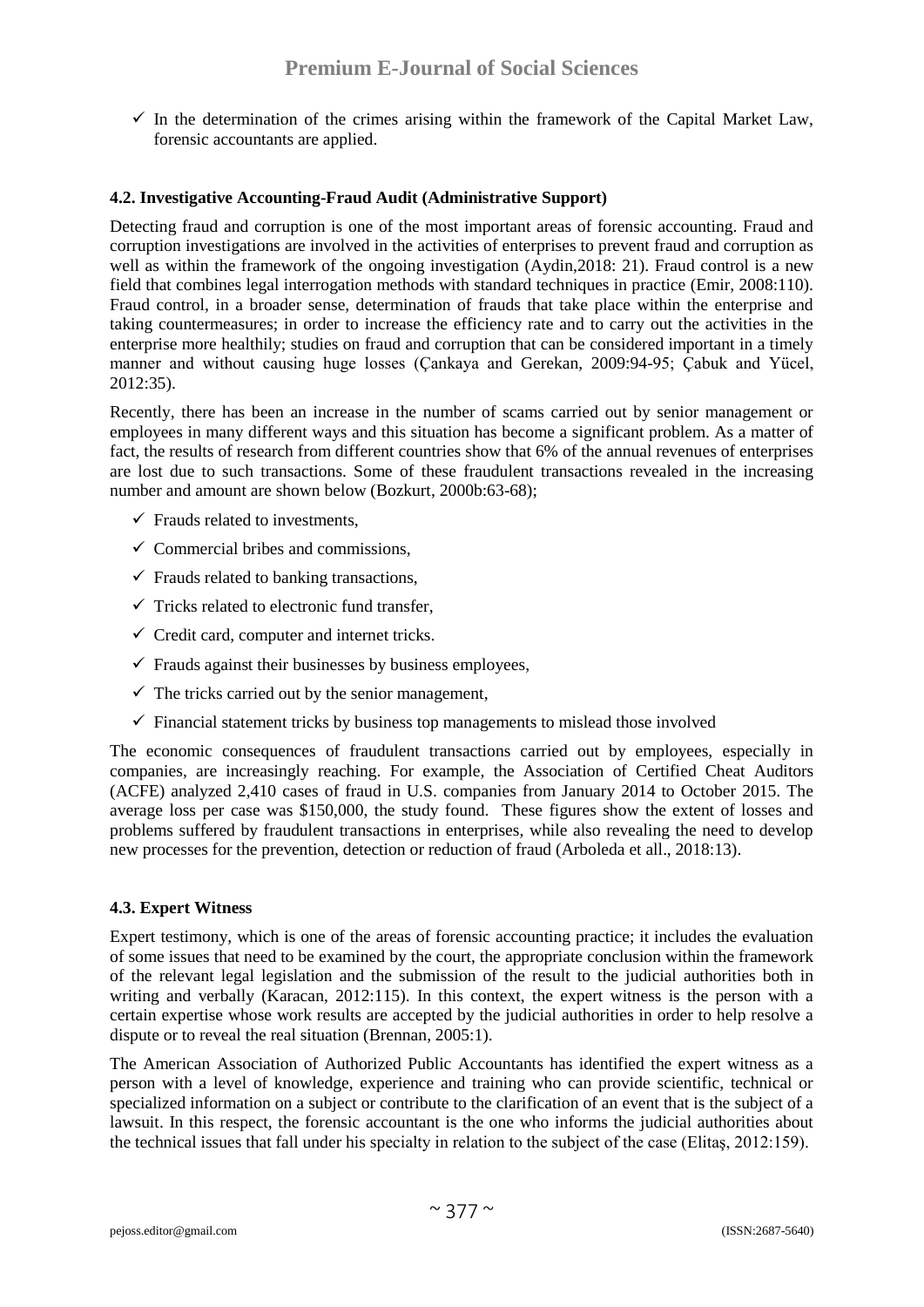- ✓ In the determination of the crimes arising within the framework of the Capital Market Law, forensic accountants are applied.

### 4.2. Investigative Accounting-Fraud Audit (Administrative Support)

Detecting fraud and corruption is one of the most important areas of forensic accounting. Fraud and corruption investigations are involved in the activities of enterprises to prevent fraud and corruption as well as within the framework of the ongoing investigation (Aydin,2018: 21). Fraud control is a new field that combines legal interrogation methods with standard techniques in practice (Emir, 2008:110). Fraud control, in a broader sense, determination of frauds that take place within the enterprise and taking countermeasures; in order to increase the efficiency rate and to carry out the activities in the enterprise more healthily; studies on fraud and corruption that can be considered important in a timely manner and without causing huge losses (Çankaya and Gerekan, 2009:94-95; Çabuk and Yücel, 2012:35).

Recently, there has been an increase in the number of scams carried out by senior management or employees in many different ways and this situation has become a significant problem. As a matter of fact, the results of research from different countries show that 6% of the annual revenues of enterprises are lost due to such transactions. Some of these fraudulent transactions revealed in the increasing number and amount are shown below (Bozkurt, 2000b:63-68);

- ✓ Frauds related to investments,
- ✓ Commercial bribes and commissions,
- ✓ Frauds related to banking transactions,
- ✓ Tricks related to electronic fund transfer,
- ✓ Credit card, computer and internet tricks.
- ✓ Frauds against their businesses by business employees,
- ✓ The tricks carried out by the senior management,
- ✓ Financial statement tricks by business top managements to mislead those involved

The economic consequences of fraudulent transactions carried out by employees, especially in companies, are increasingly reaching. For example, the Association of Certified Cheat Auditors (ACFE) analyzed 2,410 cases of fraud in U.S. companies from January 2014 to October 2015. The average loss per case was $150,000, the study found. These figures show the extent of losses and problems suffered by fraudulent transactions in enterprises, while also revealing the need to develop new processes for the prevention, detection or reduction of fraud (Arboleda et all., 2018:13).

### 4.3. Expert Witness

Expert testimony, which is one of the areas of forensic accounting practice; it includes the evaluation of some issues that need to be examined by the court, the appropriate conclusion within the framework of the relevant legal legislation and the submission of the result to the judicial authorities both in writing and verbally (Karacan, 2012:115). In this context, the expert witness is the person with a certain expertise whose work results are accepted by the judicial authorities in order to help resolve a dispute or to reveal the real situation (Brennan, 2005:1).

The American Association of Authorized Public Accountants has identified the expert witness as a person with a level of knowledge, experience and training who can provide scientific, technical or specialized information on a subject or contribute to the clarification of an event that is the subject of a lawsuit. In this respect, the forensic accountant is the one who informs the judicial authorities about the technical issues that fall under his specialty in relation to the subject of the case (Elitaş, 2012:159).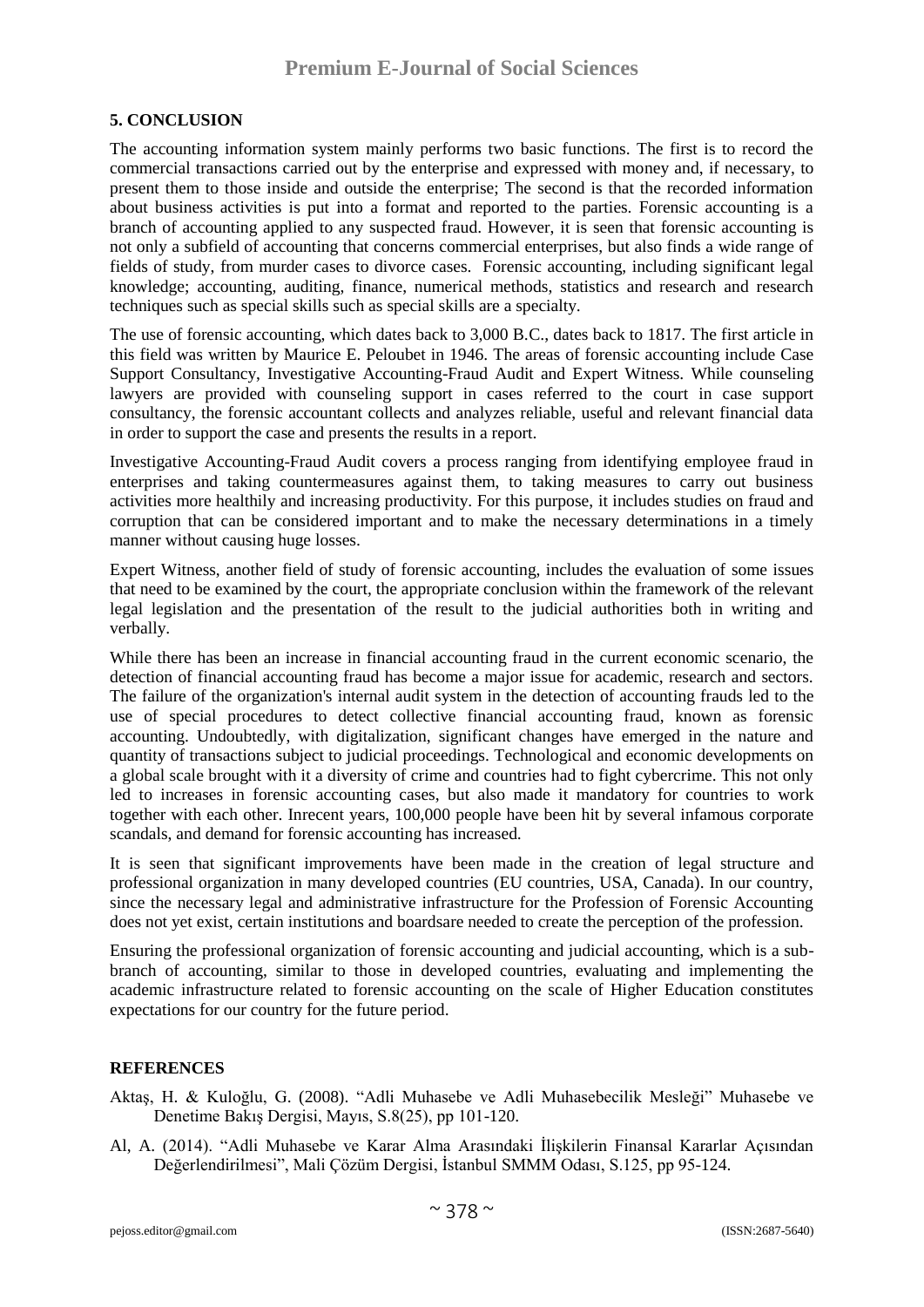## 5. CONCLUSION

The accounting information system mainly performs two basic functions. The first is to record the commercial transactions carried out by the enterprise and expressed with money and, if necessary, to present them to those inside and outside the enterprise; The second is that the recorded information about business activities is put into a format and reported to the parties. Forensic accounting is a branch of accounting applied to any suspected fraud. However, it is seen that forensic accounting is not only a subfield of accounting that concerns commercial enterprises, but also finds a wide range of fields of study, from murder cases to divorce cases. Forensic accounting, including significant legal knowledge; accounting, auditing, finance, numerical methods, statistics and research and research techniques such as special skills such as special skills are a specialty.

The use of forensic accounting, which dates back to 3,000 B.C., dates back to 1817. The first article in this field was written by Maurice E. Peloubet in 1946. The areas of forensic accounting include Case Support Consultancy, Investigative Accounting-Fraud Audit and Expert Witness. While counseling lawyers are provided with counseling support in cases referred to the court in case support consultancy, the forensic accountant collects and analyzes reliable, useful and relevant financial data in order to support the case and presents the results in a report.

Investigative Accounting-Fraud Audit covers a process ranging from identifying employee fraud in enterprises and taking countermeasures against them, to taking measures to carry out business activities more healthily and increasing productivity. For this purpose, it includes studies on fraud and corruption that can be considered important and to make the necessary determinations in a timely manner without causing huge losses.

Expert Witness, another field of study of forensic accounting, includes the evaluation of some issues that need to be examined by the court, the appropriate conclusion within the framework of the relevant legal legislation and the presentation of the result to the judicial authorities both in writing and verbally.

While there has been an increase in financial accounting fraud in the current economic scenario, the detection of financial accounting fraud has become a major issue for academic, research and sectors. The failure of the organization's internal audit system in the detection of accounting frauds led to the use of special procedures to detect collective financial accounting fraud, known as forensic accounting. Undoubtedly, with digitalization, significant changes have emerged in the nature and quantity of transactions subject to judicial proceedings. Technological and economic developments on a global scale brought with it a diversity of crime and countries had to fight cybercrime. This not only led to increases in forensic accounting cases, but also made it mandatory for countries to work together with each other. Inrecent years, 100,000 people have been hit by several infamous corporate scandals, and demand for forensic accounting has increased.

It is seen that significant improvements have been made in the creation of legal structure and professional organization in many developed countries (EU countries, USA, Canada). In our country, since the necessary legal and administrative infrastructure for the Profession of Forensic Accounting does not yet exist, certain institutions and boardsare needed to create the perception of the profession.

Ensuring the professional organization of forensic accounting and judicial accounting, which is a sub-branch of accounting, similar to those in developed countries, evaluating and implementing the academic infrastructure related to forensic accounting on the scale of Higher Education constitutes expectations for our country for the future period.

## REFERENCES

Aktaş, H. & Kuloğlu, G. (2008). "Adli Muhasebe ve Adli Muhasebecilik Mesleği" Muhasebe ve Denetime Bakış Dergisi, Mayıs, S.8(25), pp 101-120.

Al, A. (2014). "Adli Muhasebe ve Karar Alma Arasındaki İlişkilerin Finansal Kararlar Açısından Değerlendirilmesi", Mali Çözüm Dergisi, İstanbul SMMM Odası, S.125, pp 95-124.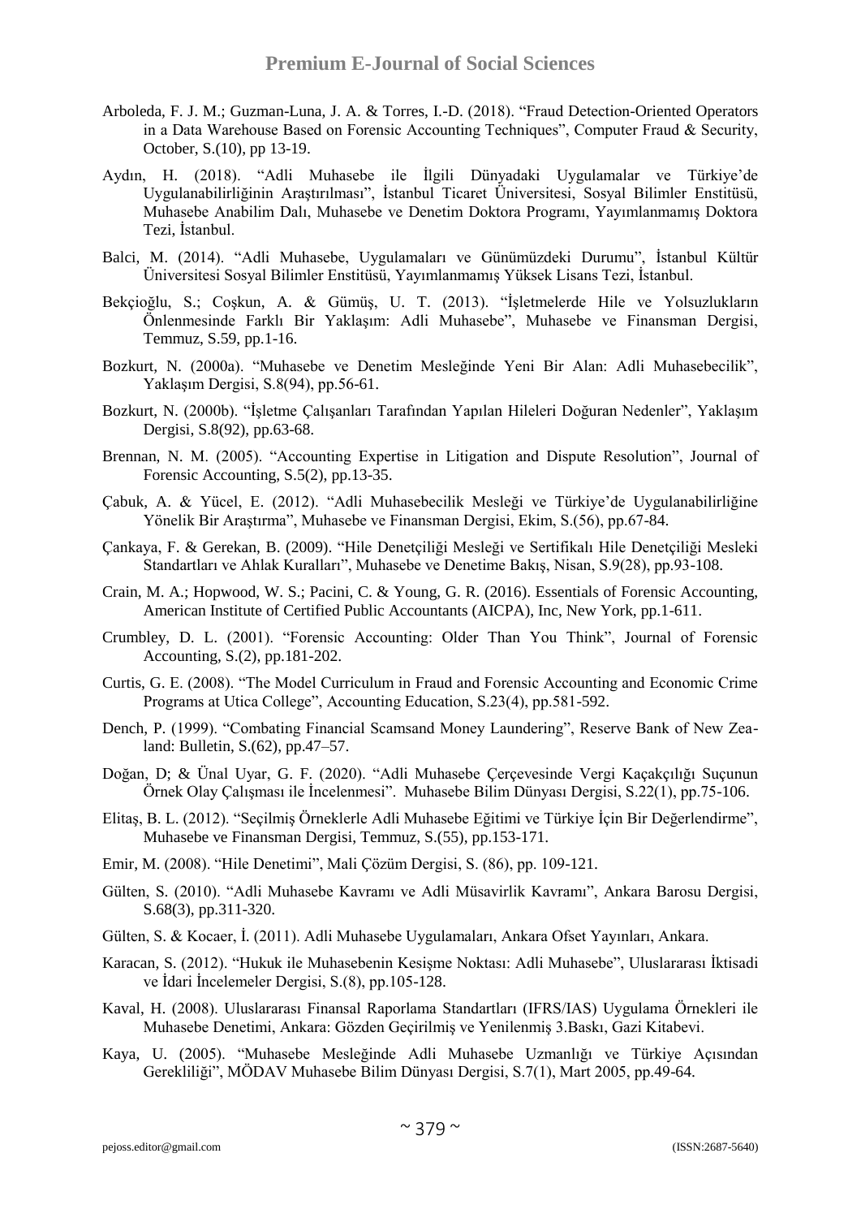Arboleda, F. J. M.; Guzman-Luna, J. A. & Torres, I.-D. (2018). "Fraud Detection-Oriented Operators in a Data Warehouse Based on Forensic Accounting Techniques", Computer Fraud & Security, October, S.(10), pp 13-19.

Aydın, H. (2018). "Adli Muhasebe ile İlgili Dünyadaki Uygulamalar ve Türkiye'de Uygulanabilirliğinin Araştırılması", İstanbul Ticaret Üniversitesi, Sosyal Bilimler Enstitüsü, Muhasebe Anabilim Dalı, Muhasebe ve Denetim Doktora Programı, Yayımlanmamış Doktora Tezi, İstanbul.

Balci, M. (2014). "Adli Muhasebe, Uygulamaları ve Günümüzdeki Durumu", İstanbul Kültür Üniversitesi Sosyal Bilimler Enstitüsü, Yayımlanmamış Yüksek Lisans Tezi, İstanbul.

Bekçioğlu, S.; Coşkun, A. & Gümüş, U. T. (2013). "İşletmelerde Hile ve Yolsuzlukların Önlenmesinde Farklı Bir Yaklaşım: Adli Muhasebe", Muhasebe ve Finansman Dergisi, Temmuz, S.59, pp.1-16.

Bozkurt, N. (2000a). "Muhasebe ve Denetim Mesleğinde Yeni Bir Alan: Adli Muhasebecilik", Yaklaşım Dergisi, S.8(94), pp.56-61.

Bozkurt, N. (2000b). "İşletme Çalışanları Tarafından Yapılan Hileleri Doğuran Nedenler", Yaklaşım Dergisi, S.8(92), pp.63-68.

Brennan, N. M. (2005). "Accounting Expertise in Litigation and Dispute Resolution", Journal of Forensic Accounting, S.5(2), pp.13-35.

Çabuk, A. & Yücel, E. (2012). "Adli Muhasebecilik Mesleği ve Türkiye'de Uygulanabilirliğine Yönelik Bir Araştırma", Muhasebe ve Finansman Dergisi, Ekim, S.(56), pp.67-84.

Çankaya, F. & Gerekan, B. (2009). "Hile Denetçiliği Mesleği ve Sertifikalı Hile Denetçiliği Mesleki Standartları ve Ahlak Kuralları", Muhasebe ve Denetime Bakış, Nisan, S.9(28), pp.93-108.

Crain, M. A.; Hopwood, W. S.; Pacini, C. & Young, G. R. (2016). Essentials of Forensic Accounting, American Institute of Certified Public Accountants (AICPA), Inc, New York, pp.1-611.

Crumbley, D. L. (2001). "Forensic Accounting: Older Than You Think", Journal of Forensic Accounting, S.(2), pp.181-202.

Curtis, G. E. (2008). "The Model Curriculum in Fraud and Forensic Accounting and Economic Crime Programs at Utica College", Accounting Education, S.23(4), pp.581-592.

Dench, P. (1999). "Combating Financial Scamsand Money Laundering", Reserve Bank of New Zealand: Bulletin, S.(62), pp.47–57.

Doğan, D; & Ünal Uyar, G. F. (2020). "Adli Muhasebe Çerçevesinde Vergi Kaçakçılığı Suçunun Örnek Olay Çalışması ile İncelenmesi". Muhasebe Bilim Dünyası Dergisi, S.22(1), pp.75-106.

Elitaş, B. L. (2012). "Seçilmiş Örneklerle Adli Muhasebe Eğitimi ve Türkiye İçin Bir Değerlendirme", Muhasebe ve Finansman Dergisi, Temmuz, S.(55), pp.153-171.

Emir, M. (2008). "Hile Denetimi", Mali Çözüm Dergisi, S. (86), pp. 109-121.

Gülten, S. (2010). "Adli Muhasebe Kavramı ve Adli Müsavirlik Kavramı", Ankara Barosu Dergisi, S.68(3), pp.311-320.

Gülten, S. & Kocaer, İ. (2011). Adli Muhasebe Uygulamaları, Ankara Ofset Yayınları, Ankara.

Karacan, S. (2012). "Hukuk ile Muhasebenin Kesişme Noktası: Adli Muhasebe", Uluslararası İktisadi ve İdari İncelemeler Dergisi, S.(8), pp.105-128.

Kaval, H. (2008). Uluslararası Finansal Raporlama Standartları (IFRS/IAS) Uygulama Örnekleri ile Muhasebe Denetimi, Ankara: Gözden Geçirilmiş ve Yenilenmiş 3.Baskı, Gazi Kitabevi.

Kaya, U. (2005). "Muhasebe Mesleğinde Adli Muhasebe Uzmanlığı ve Türkiye Açısından Gerekliliği", MÖDAV Muhasebe Bilim Dünyası Dergisi, S.7(1), Mart 2005, pp.49-64.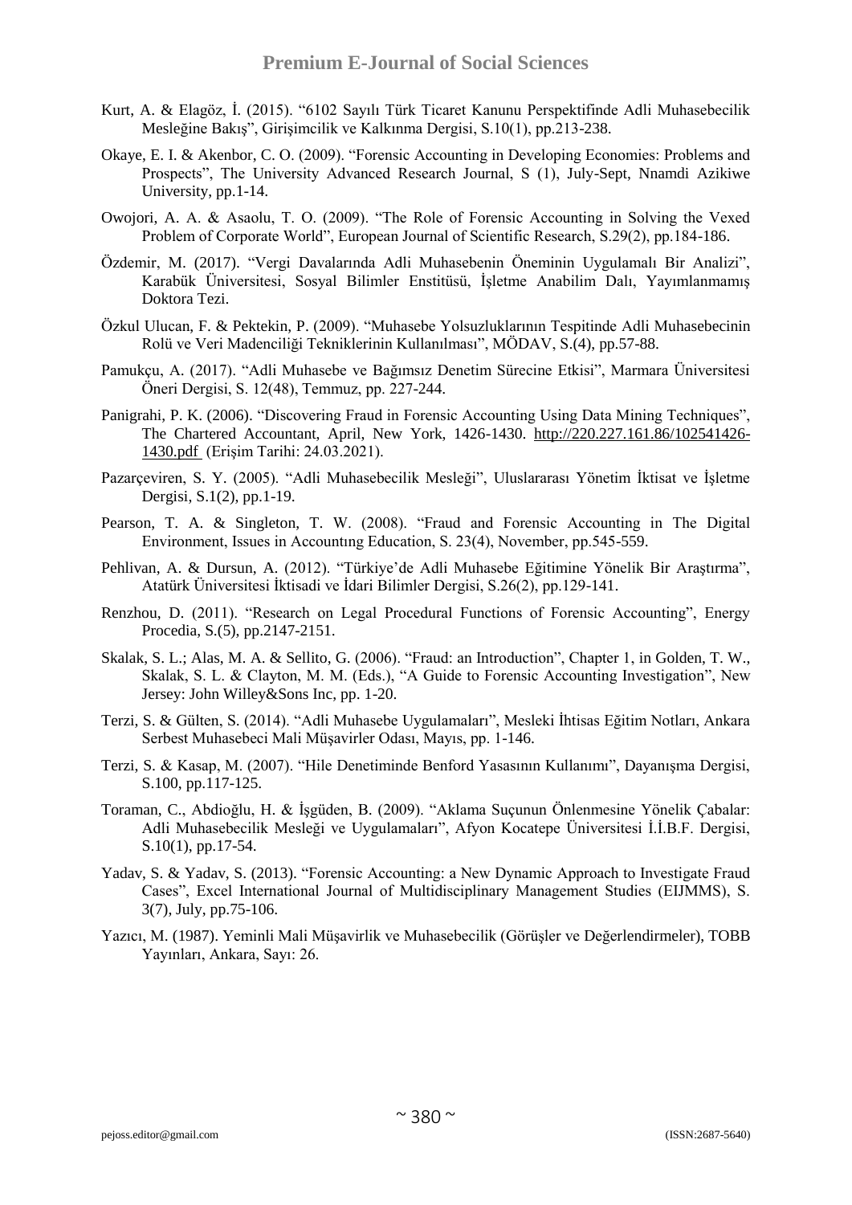Kurt, A. & Elagöz, İ. (2015). "6102 Sayılı Türk Ticaret Kanunu Perspektifinde Adli Muhasebecilik Mesleğine Bakış", Girişimcilik ve Kalkınma Dergisi, S.10(1), pp.213-238.

Okaye, E. I. & Akenbor, C. O. (2009). "Forensic Accounting in Developing Economies: Problems and Prospects", The University Advanced Research Journal, S (1), July-Sept, Nnamdi Azikiwe University, pp.1-14.

Owojori, A. A. & Asaolu, T. O. (2009). "The Role of Forensic Accounting in Solving the Vexed Problem of Corporate World", European Journal of Scientific Research, S.29(2), pp.184-186.

Özdemir, M. (2017). "Vergi Davalarında Adli Muhasebenin Öneminin Uygulamalı Bir Analizi", Karabük Üniversitesi, Sosyal Bilimler Enstitüsü, İşletme Anabilim Dalı, Yayımlanmamış Doktora Tezi.

Özkul Ulucan, F. & Pektekin, P. (2009). "Muhasebe Yolsuzluklarının Tespitinde Adli Muhasebecinin Rolü ve Veri Madenciliği Tekniklerinin Kullanılması", MÖDAV, S.(4), pp.57-88.

Pamukçu, A. (2017). "Adli Muhasebe ve Bağımsız Denetim Sürecine Etkisi", Marmara Üniversitesi Öneri Dergisi, S. 12(48), Temmuz, pp. 227-244.

Panigrahi, P. K. (2006). "Discovering Fraud in Forensic Accounting Using Data Mining Techniques", The Chartered Accountant, April, New York, 1426-1430. http://220.227.161.86/102541426-1430.pdf (Erişim Tarihi: 24.03.2021).

Pazarçeviren, S. Y. (2005). "Adli Muhasebecilik Mesleği", Uluslararası Yönetim İktisat ve İşletme Dergisi, S.1(2), pp.1-19.

Pearson, T. A. & Singleton, T. W. (2008). "Fraud and Forensic Accounting in The Digital Environment, Issues in Accountıng Education, S. 23(4), November, pp.545-559.

Pehlivan, A. & Dursun, A. (2012). "Türkiye'de Adli Muhasebe Eğitimine Yönelik Bir Araştırma", Atatürk Üniversitesi İktisadi ve İdari Bilimler Dergisi, S.26(2), pp.129-141.

Renzhou, D. (2011). "Research on Legal Procedural Functions of Forensic Accounting", Energy Procedia, S.(5), pp.2147-2151.

Skalak, S. L.; Alas, M. A. & Sellito, G. (2006). "Fraud: an Introduction", Chapter 1, in Golden, T. W., Skalak, S. L. & Clayton, M. M. (Eds.), "A Guide to Forensic Accounting Investigation", New Jersey: John Willey&Sons Inc, pp. 1-20.

Terzi, S. & Gülten, S. (2014). "Adli Muhasebe Uygulamaları", Mesleki İhtisas Eğitim Notları, Ankara Serbest Muhasebeci Mali Müşavirler Odası, Mayıs, pp. 1-146.

Terzi, S. & Kasap, M. (2007). "Hile Denetiminde Benford Yasasının Kullanımı", Dayanışma Dergisi, S.100, pp.117-125.

Toraman, C., Abdioğlu, H. & İşgüden, B. (2009). "Aklama Suçunun Önlenmesine Yönelik Çabalar: Adli Muhasebecilik Mesleği ve Uygulamaları", Afyon Kocatepe Üniversitesi İ.İ.B.F. Dergisi, S.10(1), pp.17-54.

Yadav, S. & Yadav, S. (2013). "Forensic Accounting: a New Dynamic Approach to Investigate Fraud Cases", Excel International Journal of Multidisciplinary Management Studies (EIJMMS), S. 3(7), July, pp.75-106.

Yazıcı, M. (1987). Yeminli Mali Müşavirlik ve Muhasebecilik (Görüşler ve Değerlendirmeler), TOBB Yayınları, Ankara, Sayı: 26.